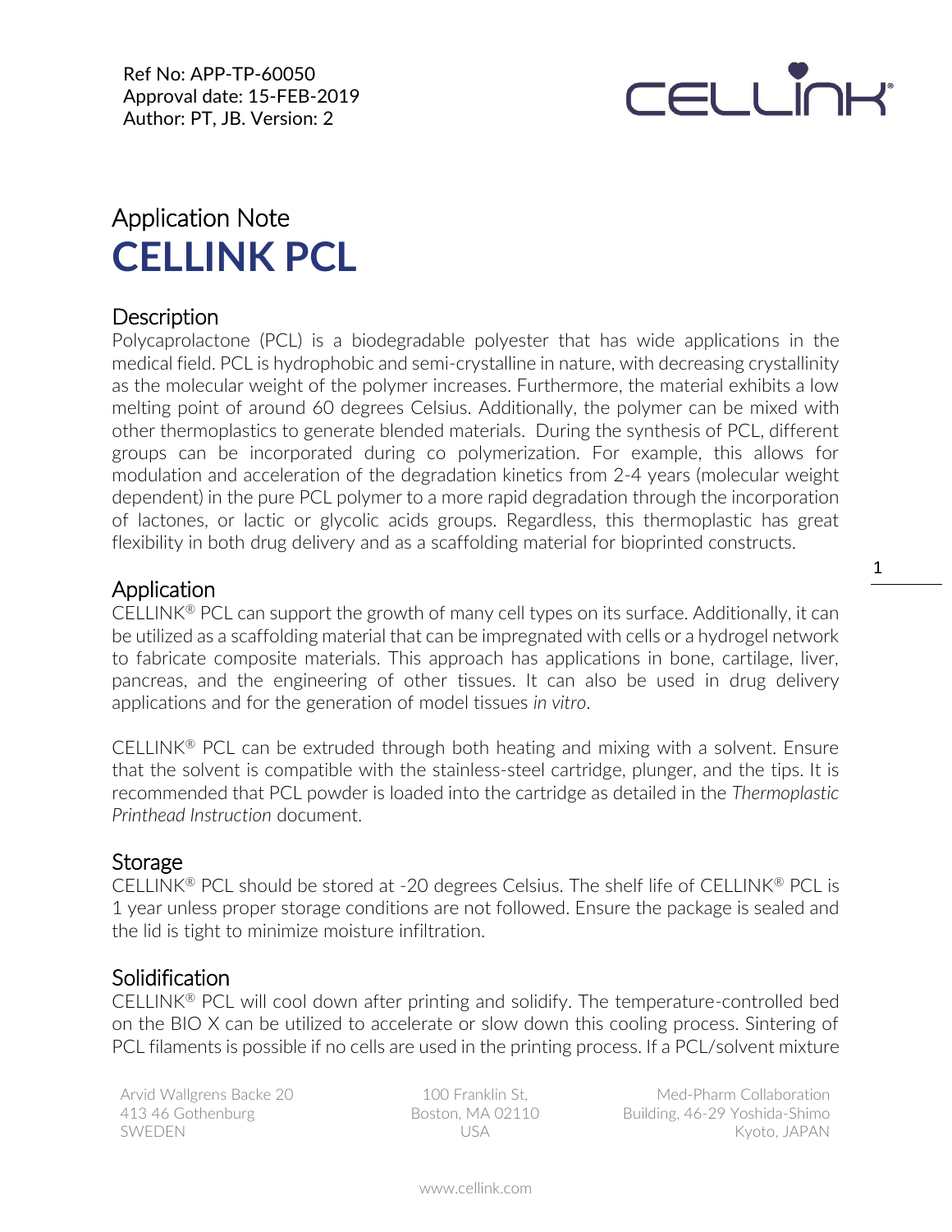Ref No: APP-TP-60050
Approval date: 15-FEB-2019
Author: PT, JB. Version: 2

Application Note

# CELLINK PCL

## Description

Polycaprolactone (PCL) is a biodegradable polyester that has wide applications in the medical field. PCL is hydrophobic and semi-crystalline in nature, with decreasing crystallinity as the molecular weight of the polymer increases. Furthermore, the material exhibits a low melting point of around 60 degrees Celsius. Additionally, the polymer can be mixed with other thermoplastics to generate blended materials. During the synthesis of PCL, different groups can be incorporated during co polymerization. For example, this allows for modulation and acceleration of the degradation kinetics from 2-4 years (molecular weight dependent) in the pure PCL polymer to a more rapid degradation through the incorporation of lactones, or lactic or glycolic acids groups. Regardless, this thermoplastic has great flexibility in both drug delivery and as a scaffolding material for bioprinted constructs.

## Application

CELLINK® PCL can support the growth of many cell types on its surface. Additionally, it can be utilized as a scaffolding material that can be impregnated with cells or a hydrogel network to fabricate composite materials. This approach has applications in bone, cartilage, liver, pancreas, and the engineering of other tissues. It can also be used in drug delivery applications and for the generation of model tissues *in vitro*.

CELLINK® PCL can be extruded through both heating and mixing with a solvent. Ensure that the solvent is compatible with the stainless-steel cartridge, plunger, and the tips. It is recommended that PCL powder is loaded into the cartridge as detailed in the *Thermoplastic Printhead Instruction* document.

## Storage

CELLINK® PCL should be stored at -20 degrees Celsius. The shelf life of CELLINK® PCL is 1 year unless proper storage conditions are not followed. Ensure the package is sealed and the lid is tight to minimize moisture infiltration.

## Solidification

CELLINK® PCL will cool down after printing and solidify. The temperature-controlled bed on the BIO X can be utilized to accelerate or slow down this cooling process. Sintering of PCL filaments is possible if no cells are used in the printing process. If a PCL/solvent mixture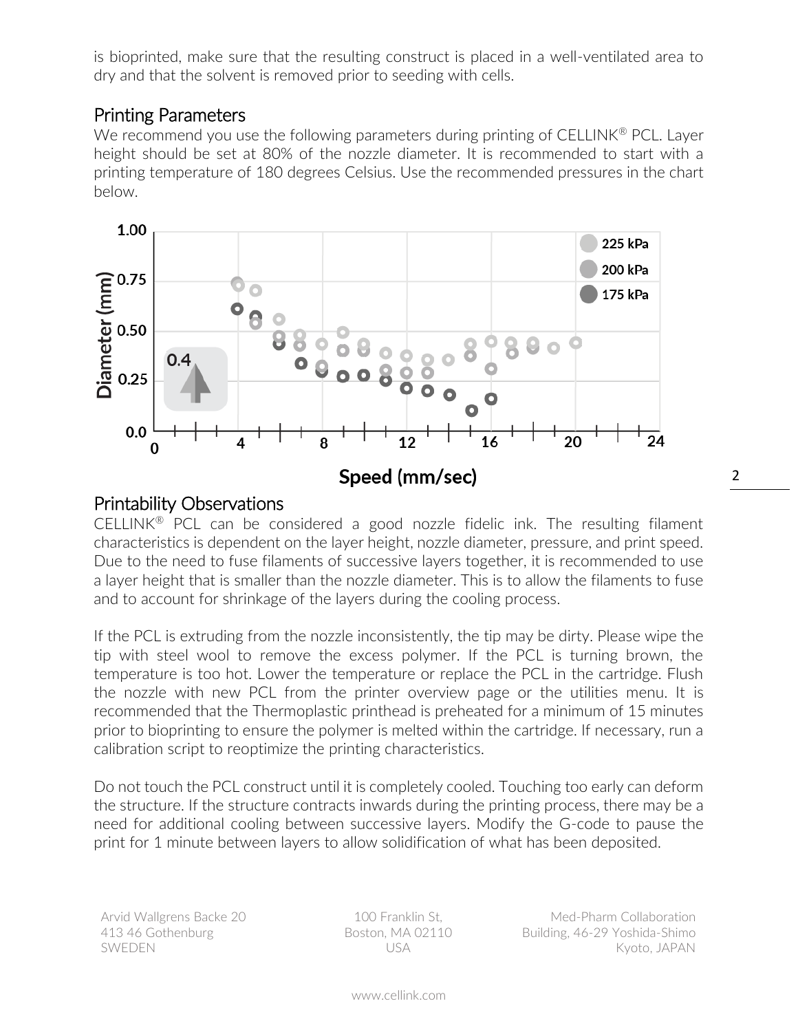is bioprinted, make sure that the resulting construct is placed in a well-ventilated area to dry and that the solvent is removed prior to seeding with cells.

## Printing Parameters

We recommend you use the following parameters during printing of CELLINK® PCL. Layer height should be set at 80% of the nozzle diameter. It is recommended to start with a printing temperature of 180 degrees Celsius. Use the recommended pressures in the chart below.

## Printability Observations

CELLINK® PCL can be considered a good nozzle fidelic ink. The resulting filament characteristics is dependent on the layer height, nozzle diameter, pressure, and print speed. Due to the need to fuse filaments of successive layers together, it is recommended to use a layer height that is smaller than the nozzle diameter. This is to allow the filaments to fuse and to account for shrinkage of the layers during the cooling process.

If the PCL is extruding from the nozzle inconsistently, the tip may be dirty. Please wipe the tip with steel wool to remove the excess polymer. If the PCL is turning brown, the temperature is too hot. Lower the temperature or replace the PCL in the cartridge. Flush the nozzle with new PCL from the printer overview page or the utilities menu. It is recommended that the Thermoplastic printhead is preheated for a minimum of 15 minutes prior to bioprinting to ensure the polymer is melted within the cartridge. If necessary, run a calibration script to reoptimize the printing characteristics.

Do not touch the PCL construct until it is completely cooled. Touching too early can deform the structure. If the structure contracts inwards during the printing process, there may be a need for additional cooling between successive layers. Modify the G-code to pause the print for 1 minute between layers to allow solidification of what has been deposited.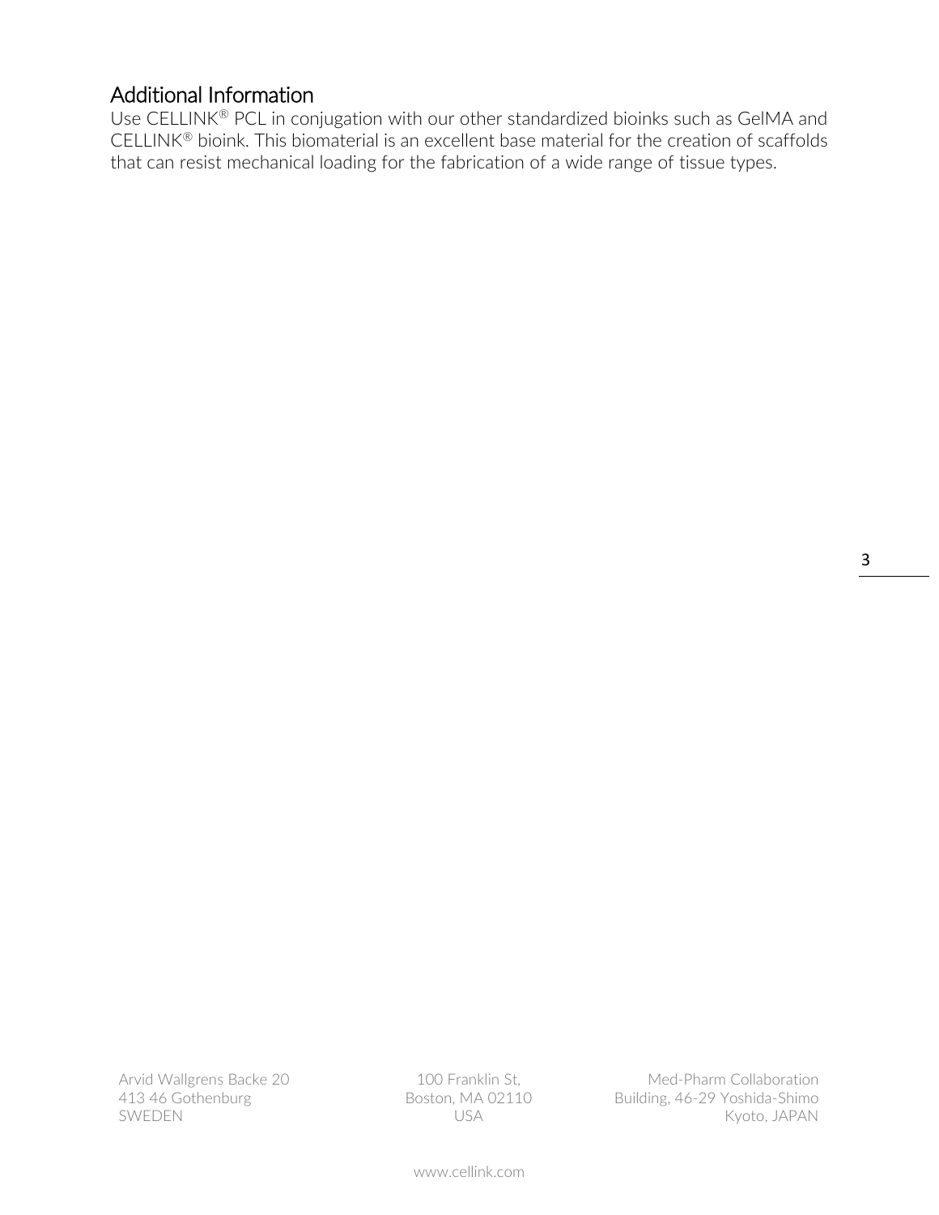## Additional Information

Use CELLINK® PCL in conjugation with our other standardized bioinks such as GelMA and CELLINK® bioink. This biomaterial is an excellent base material for the creation of scaffolds that can resist mechanical loading for the fabrication of a wide range of tissue types.